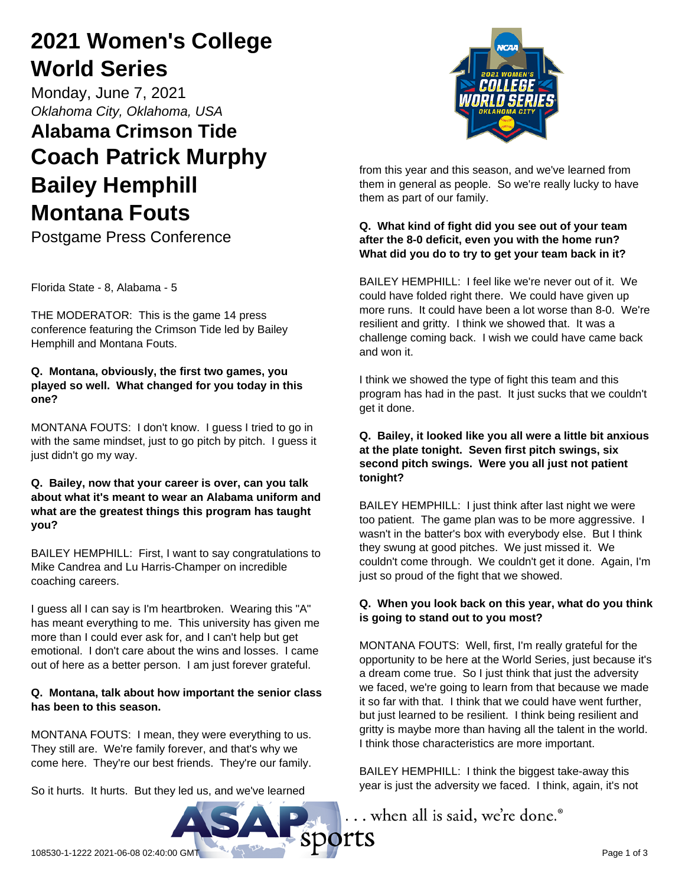# 2021 Women's College World Series

Monday, June 7, 2021

*Oklahoma City, Oklahoma, USA*

## Alabama Crimson Tide

## Coach Patrick Murphy

## Bailey Hemphill

## Montana Fouts

Postgame Press Conference

Florida State - 8, Alabama - 5

THE MODERATOR: This is the game 14 press conference featuring the Crimson Tide led by Bailey Hemphill and Montana Fouts.

**Q. Montana, obviously, the first two games, you played so well. What changed for you today in this one?**

MONTANA FOUTS: I don't know. I guess I tried to go in with the same mindset, just to go pitch by pitch. I guess it just didn't go my way.

**Q. Bailey, now that your career is over, can you talk about what it's meant to wear an Alabama uniform and what are the greatest things this program has taught you?**

BAILEY HEMPHILL: First, I want to say congratulations to Mike Candrea and Lu Harris-Champer on incredible coaching careers.

I guess all I can say is I'm heartbroken. Wearing this "A" has meant everything to me. This university has given me more than I could ever ask for, and I can't help but get emotional. I don't care about the wins and losses. I came out of here as a better person. I am just forever grateful.

**Q. Montana, talk about how important the senior class has been to this season.**

MONTANA FOUTS: I mean, they were everything to us. They still are. We're family forever, and that's why we come here. They're our best friends. They're our family.

So it hurts. It hurts. But they led us, and we've learned from this year and this season, and we've learned from them in general as people. So we're really lucky to have them as part of our family.

**Q. What kind of fight did you see out of your team after the 8-0 deficit, even you with the home run? What did you do to try to get your team back in it?**

BAILEY HEMPHILL: I feel like we're never out of it. We could have folded right there. We could have given up more runs. It could have been a lot worse than 8-0. We're resilient and gritty. I think we showed that. It was a challenge coming back. I wish we could have came back and won it.

I think we showed the type of fight this team and this program has had in the past. It just sucks that we couldn't get it done.

**Q. Bailey, it looked like you all were a little bit anxious at the plate tonight. Seven first pitch swings, six second pitch swings. Were you all just not patient tonight?**

BAILEY HEMPHILL: I just think after last night we were too patient. The game plan was to be more aggressive. I wasn't in the batter's box with everybody else. But I think they swung at good pitches. We just missed it. We couldn't come through. We couldn't get it done. Again, I'm just so proud of the fight that we showed.

**Q. When you look back on this year, what do you think is going to stand out to you most?**

MONTANA FOUTS: Well, first, I'm really grateful for the opportunity to be here at the World Series, just because it's a dream come true. So I just think that just the adversity we faced, we're going to learn from that because we made it so far with that. I think that we could have went further, but just learned to be resilient. I think being resilient and gritty is maybe more than having all the talent in the world. I think those characteristics are more important.

BAILEY HEMPHILL: I think the biggest take-away this year is just the adversity we faced. I think, again, it's not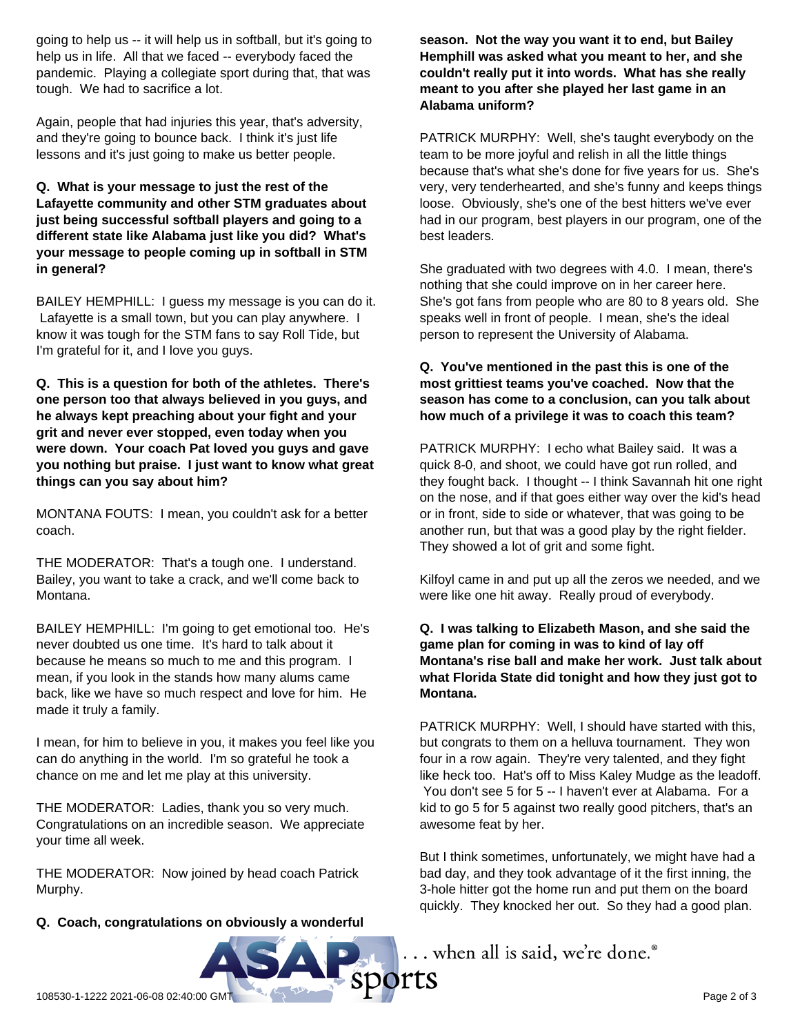going to help us -- it will help us in softball, but it's going to help us in life. All that we faced -- everybody faced the pandemic. Playing a collegiate sport during that, that was tough. We had to sacrifice a lot.

Again, people that had injuries this year, that's adversity, and they're going to bounce back. I think it's just life lessons and it's just going to make us better people.

**Q. What is your message to just the rest of the Lafayette community and other STM graduates about just being successful softball players and going to a different state like Alabama just like you did? What's your message to people coming up in softball in STM in general?**

BAILEY HEMPHILL: I guess my message is you can do it. Lafayette is a small town, but you can play anywhere. I know it was tough for the STM fans to say Roll Tide, but I'm grateful for it, and I love you guys.

**Q. This is a question for both of the athletes. There's one person too that always believed in you guys, and he always kept preaching about your fight and your grit and never ever stopped, even today when you were down. Your coach Pat loved you guys and gave you nothing but praise. I just want to know what great things can you say about him?**

MONTANA FOUTS: I mean, you couldn't ask for a better coach.

THE MODERATOR: That's a tough one. I understand. Bailey, you want to take a crack, and we'll come back to Montana.

BAILEY HEMPHILL: I'm going to get emotional too. He's never doubted us one time. It's hard to talk about it because he means so much to me and this program. I mean, if you look in the stands how many alums came back, like we have so much respect and love for him. He made it truly a family.

I mean, for him to believe in you, it makes you feel like you can do anything in the world. I'm so grateful he took a chance on me and let me play at this university.

THE MODERATOR: Ladies, thank you so very much. Congratulations on an incredible season. We appreciate your time all week.

THE MODERATOR: Now joined by head coach Patrick Murphy.

**Q. Coach, congratulations on obviously a wonderful season. Not the way you want it to end, but Bailey Hemphill was asked what you meant to her, and she couldn't really put it into words. What has she really meant to you after she played her last game in an Alabama uniform?**

PATRICK MURPHY: Well, she's taught everybody on the team to be more joyful and relish in all the little things because that's what she's done for five years for us. She's very, very tenderhearted, and she's funny and keeps things loose. Obviously, she's one of the best hitters we've ever had in our program, best players in our program, one of the best leaders.

She graduated with two degrees with 4.0. I mean, there's nothing that she could improve on in her career here. She's got fans from people who are 80 to 8 years old. She speaks well in front of people. I mean, she's the ideal person to represent the University of Alabama.

**Q. You've mentioned in the past this is one of the most grittiest teams you've coached. Now that the season has come to a conclusion, can you talk about how much of a privilege it was to coach this team?**

PATRICK MURPHY: I echo what Bailey said. It was a quick 8-0, and shoot, we could have got run rolled, and they fought back. I thought -- I think Savannah hit one right on the nose, and if that goes either way over the kid's head or in front, side to side or whatever, that was going to be another run, but that was a good play by the right fielder. They showed a lot of grit and some fight.

Kilfoyl came in and put up all the zeros we needed, and we were like one hit away. Really proud of everybody.

**Q. I was talking to Elizabeth Mason, and she said the game plan for coming in was to kind of lay off Montana's rise ball and make her work. Just talk about what Florida State did tonight and how they just got to Montana.**

PATRICK MURPHY: Well, I should have started with this, but congrats to them on a helluva tournament. They won four in a row again. They're very talented, and they fight like heck too. Hat's off to Miss Kaley Mudge as the leadoff. You don't see 5 for 5 -- I haven't ever at Alabama. For a kid to go 5 for 5 against two really good pitchers, that's an awesome feat by her.

But I think sometimes, unfortunately, we might have had a bad day, and they took advantage of it the first inning, the 3-hole hitter got the home run and put them on the board quickly. They knocked her out. So they had a good plan.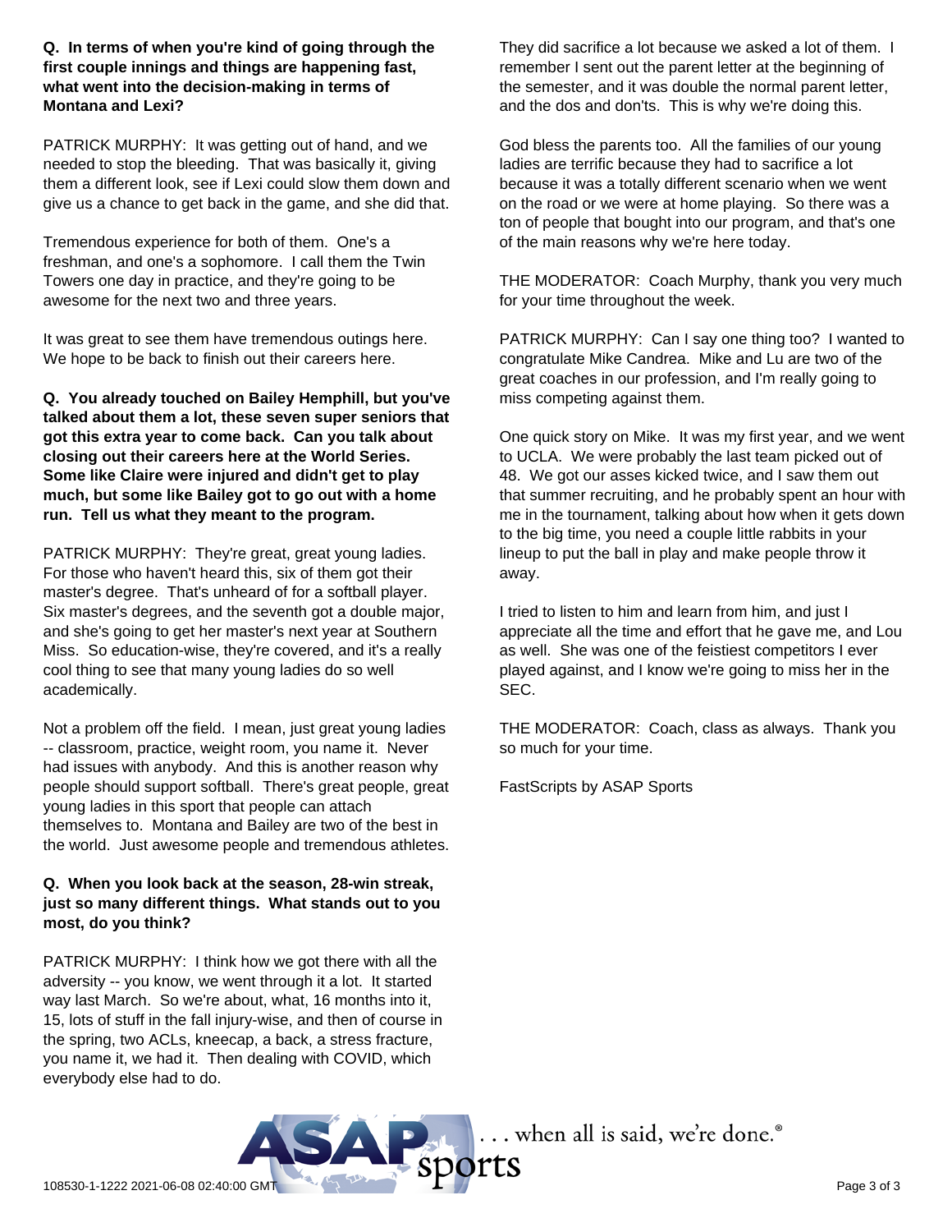**Q. In terms of when you're kind of going through the first couple innings and things are happening fast, what went into the decision-making in terms of Montana and Lexi?**

PATRICK MURPHY: It was getting out of hand, and we needed to stop the bleeding. That was basically it, giving them a different look, see if Lexi could slow them down and give us a chance to get back in the game, and she did that.

Tremendous experience for both of them. One's a freshman, and one's a sophomore. I call them the Twin Towers one day in practice, and they're going to be awesome for the next two and three years.

It was great to see them have tremendous outings here. We hope to be back to finish out their careers here.

**Q. You already touched on Bailey Hemphill, but you've talked about them a lot, these seven super seniors that got this extra year to come back. Can you talk about closing out their careers here at the World Series. Some like Claire were injured and didn't get to play much, but some like Bailey got to go out with a home run. Tell us what they meant to the program.**

PATRICK MURPHY: They're great, great young ladies. For those who haven't heard this, six of them got their master's degree. That's unheard of for a softball player. Six master's degrees, and the seventh got a double major, and she's going to get her master's next year at Southern Miss. So education-wise, they're covered, and it's a really cool thing to see that many young ladies do so well academically.

Not a problem off the field. I mean, just great young ladies -- classroom, practice, weight room, you name it. Never had issues with anybody. And this is another reason why people should support softball. There's great people, great young ladies in this sport that people can attach themselves to. Montana and Bailey are two of the best in the world. Just awesome people and tremendous athletes.

**Q. When you look back at the season, 28-win streak, just so many different things. What stands out to you most, do you think?**

PATRICK MURPHY: I think how we got there with all the adversity -- you know, we went through it a lot. It started way last March. So we're about, what, 16 months into it, 15, lots of stuff in the fall injury-wise, and then of course in the spring, two ACLs, kneecap, a back, a stress fracture, you name it, we had it. Then dealing with COVID, which everybody else had to do.

They did sacrifice a lot because we asked a lot of them. I remember I sent out the parent letter at the beginning of the semester, and it was double the normal parent letter, and the dos and don'ts. This is why we're doing this.

God bless the parents too. All the families of our young ladies are terrific because they had to sacrifice a lot because it was a totally different scenario when we went on the road or we were at home playing. So there was a ton of people that bought into our program, and that's one of the main reasons why we're here today.

THE MODERATOR: Coach Murphy, thank you very much for your time throughout the week.

PATRICK MURPHY: Can I say one thing too? I wanted to congratulate Mike Candrea. Mike and Lu are two of the great coaches in our profession, and I'm really going to miss competing against them.

One quick story on Mike. It was my first year, and we went to UCLA. We were probably the last team picked out of 48. We got our asses kicked twice, and I saw them out that summer recruiting, and he probably spent an hour with me in the tournament, talking about how when it gets down to the big time, you need a couple little rabbits in your lineup to put the ball in play and make people throw it away.

I tried to listen to him and learn from him, and just I appreciate all the time and effort that he gave me, and Lou as well. She was one of the feistiest competitors I ever played against, and I know we're going to miss her in the SEC.

THE MODERATOR: Coach, class as always. Thank you so much for your time.

FastScripts by ASAP Sports